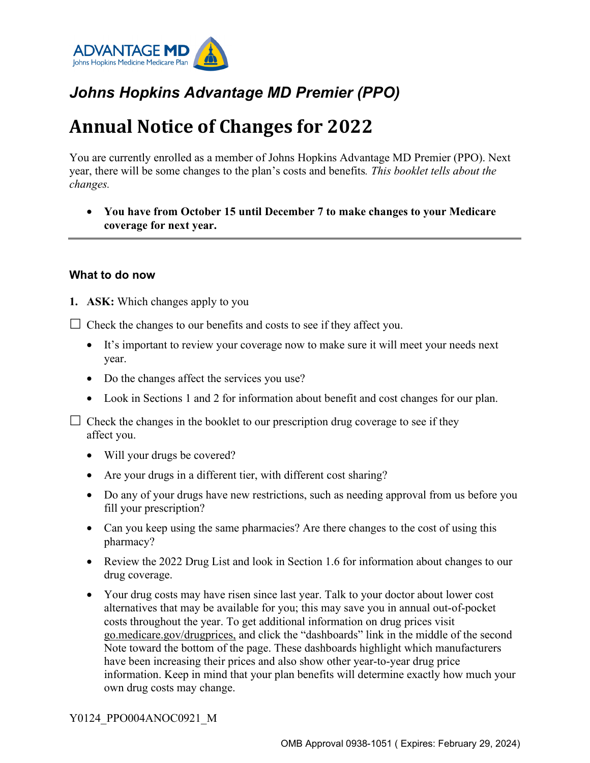ADVANTAGE MD
Johns Hopkins Medicine Medicare Plan

## *Johns Hopkins Advantage MD Premier (PPO)*

# Annual Notice of Changes for 2022

You are currently enrolled as a member of Johns Hopkins Advantage MD Premier (PPO). Next year, there will be some changes to the plan's costs and benefits. *This booklet tells about the changes.*

- **You have from October 15 until December 7 to make changes to your Medicare coverage for next year.**

---

### What to do now

1. **ASK:** Which changes apply to you

☐ Check the changes to our benefits and costs to see if they affect you.

- It's important to review your coverage now to make sure it will meet your needs next year.
- Do the changes affect the services you use?
- Look in Sections 1 and 2 for information about benefit and cost changes for our plan.

☐ Check the changes in the booklet to our prescription drug coverage to see if they affect you.

- Will your drugs be covered?
- Are your drugs in a different tier, with different cost sharing?
- Do any of your drugs have new restrictions, such as needing approval from us before you fill your prescription?
- Can you keep using the same pharmacies? Are there changes to the cost of using this pharmacy?
- Review the 2022 Drug List and look in Section 1.6 for information about changes to our drug coverage.
- Your drug costs may have risen since last year. Talk to your doctor about lower cost alternatives that may be available for you; this may save you in annual out-of-pocket costs throughout the year. To get additional information on drug prices visit go.medicare.gov/drugprices, and click the "dashboards" link in the middle of the second Note toward the bottom of the page. These dashboards highlight which manufacturers have been increasing their prices and also show other year-to-year drug price information. Keep in mind that your plan benefits will determine exactly how much your own drug costs may change.

Y0124_PPO004ANOC0921_M

OMB Approval 0938-1051 ( Expires: February 29, 2024)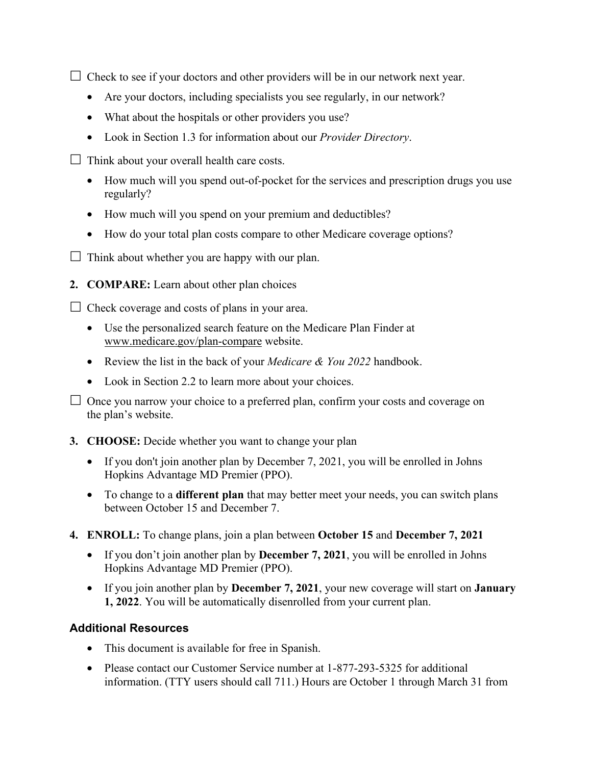☐ Check to see if your doctors and other providers will be in our network next year.

- Are your doctors, including specialists you see regularly, in our network?
- What about the hospitals or other providers you use?
- Look in Section 1.3 for information about our *Provider Directory*.

☐ Think about your overall health care costs.

- How much will you spend out-of-pocket for the services and prescription drugs you use regularly?
- How much will you spend on your premium and deductibles?
- How do your total plan costs compare to other Medicare coverage options?

☐ Think about whether you are happy with our plan.

2. **COMPARE:** Learn about other plan choices

☐ Check coverage and costs of plans in your area.

- Use the personalized search feature on the Medicare Plan Finder at www.medicare.gov/plan-compare website.
- Review the list in the back of your *Medicare & You 2022* handbook.
- Look in Section 2.2 to learn more about your choices.

☐ Once you narrow your choice to a preferred plan, confirm your costs and coverage on the plan's website.

3. **CHOOSE:** Decide whether you want to change your plan

- If you don't join another plan by December 7, 2021, you will be enrolled in Johns Hopkins Advantage MD Premier (PPO).
- To change to a **different plan** that may better meet your needs, you can switch plans between October 15 and December 7.

4. **ENROLL:** To change plans, join a plan between **October 15** and **December 7, 2021**

- If you don't join another plan by **December 7, 2021**, you will be enrolled in Johns Hopkins Advantage MD Premier (PPO).
- If you join another plan by **December 7, 2021**, your new coverage will start on **January 1, 2022**. You will be automatically disenrolled from your current plan.

### Additional Resources

- This document is available for free in Spanish.
- Please contact our Customer Service number at 1-877-293-5325 for additional information. (TTY users should call 711.) Hours are October 1 through March 31 from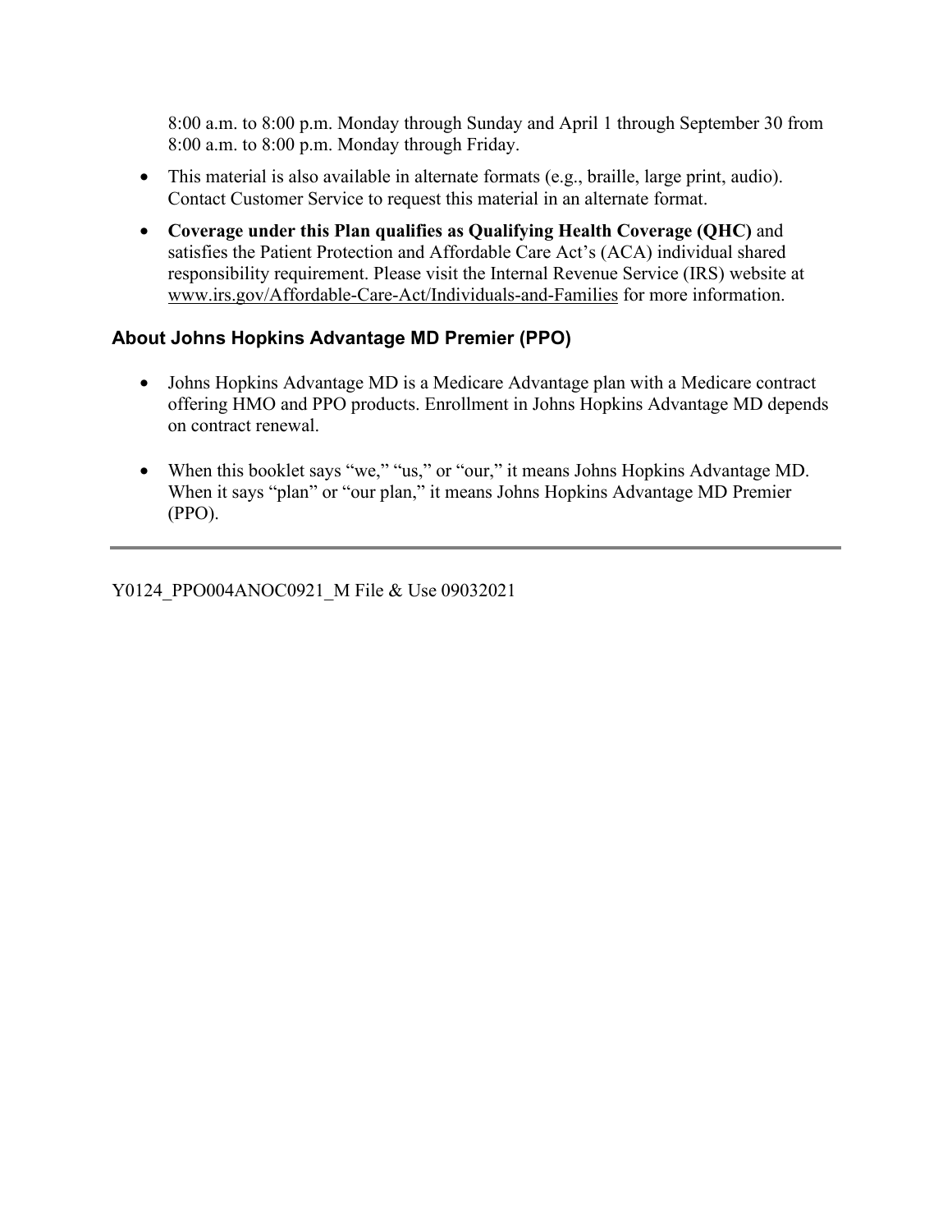8:00 a.m. to 8:00 p.m. Monday through Sunday and April 1 through September 30 from 8:00 a.m. to 8:00 p.m. Monday through Friday.

- This material is also available in alternate formats (e.g., braille, large print, audio). Contact Customer Service to request this material in an alternate format.
- **Coverage under this Plan qualifies as Qualifying Health Coverage (QHC)** and satisfies the Patient Protection and Affordable Care Act's (ACA) individual shared responsibility requirement. Please visit the Internal Revenue Service (IRS) website at www.irs.gov/Affordable-Care-Act/Individuals-and-Families for more information.

### About Johns Hopkins Advantage MD Premier (PPO)

- Johns Hopkins Advantage MD is a Medicare Advantage plan with a Medicare contract offering HMO and PPO products. Enrollment in Johns Hopkins Advantage MD depends on contract renewal.
- When this booklet says "we," "us," or "our," it means Johns Hopkins Advantage MD. When it says "plan" or "our plan," it means Johns Hopkins Advantage MD Premier (PPO).

---

Y0124_PPO004ANOC0921_M File & Use 09032021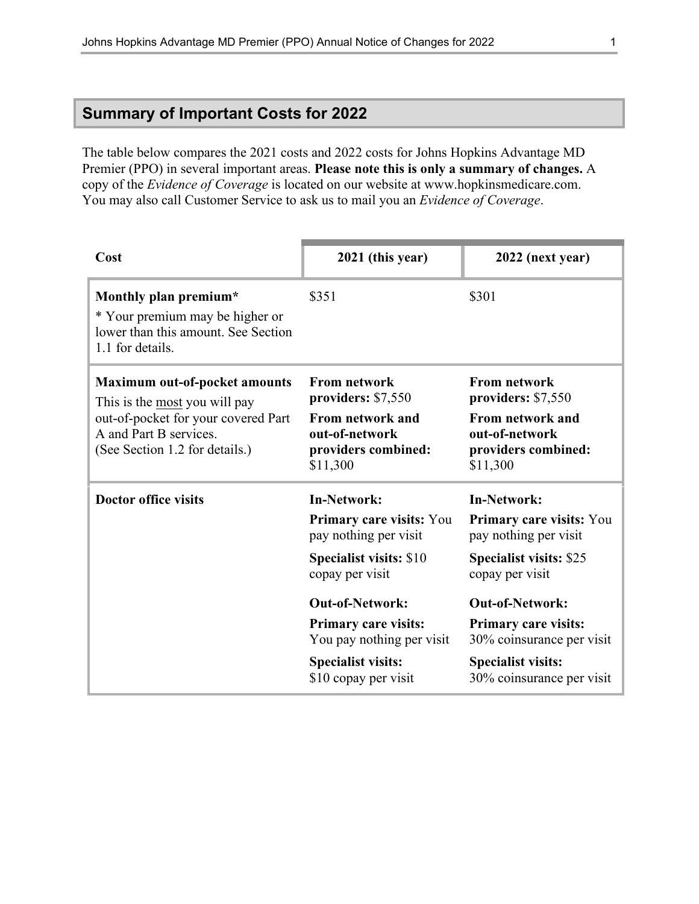## Summary of Important Costs for 2022

The table below compares the 2021 costs and 2022 costs for Johns Hopkins Advantage MD Premier (PPO) in several important areas. **Please note this is only a summary of changes.** A copy of the *Evidence of Coverage* is located on our website at www.hopkinsmedicare.com. You may also call Customer Service to ask us to mail you an *Evidence of Coverage*.

| Cost | 2021 (this year) | 2022 (next year) |
|---|---|---|
| **Monthly plan premium***<br>* Your premium may be higher or lower than this amount. See Section 1.1 for details. | $351 | $301 |
| **Maximum out-of-pocket amounts**<br>This is the most you will pay out-of-pocket for your covered Part A and Part B services.<br>(See Section 1.2 for details.) | **From network providers:** $7,550<br>**From network and out-of-network providers combined:** $11,300 | **From network providers:** $7,550<br>**From network and out-of-network providers combined:** $11,300 |
| **Doctor office visits** | **In-Network:**<br>**Primary care visits:** You pay nothing per visit<br>**Specialist visits:** $10 copay per visit<br>**Out-of-Network:**<br>**Primary care visits:** You pay nothing per visit<br>**Specialist visits:** $10 copay per visit | **In-Network:**<br>**Primary care visits:** You pay nothing per visit<br>**Specialist visits:** $25 copay per visit<br>**Out-of-Network:**<br>**Primary care visits:** 30% coinsurance per visit<br>**Specialist visits:** 30% coinsurance per visit |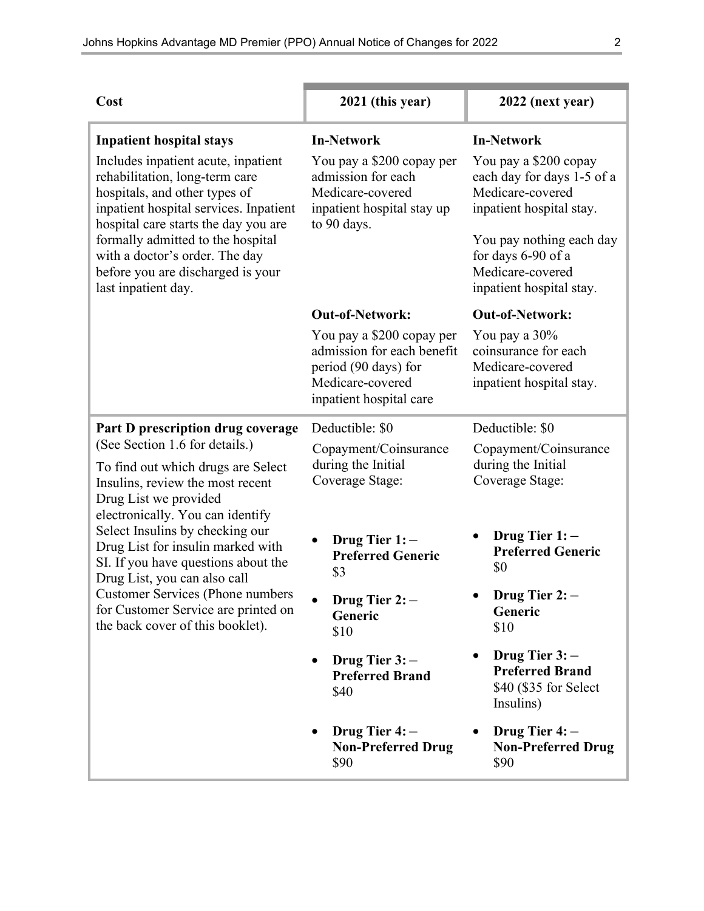| Cost | 2021 (this year) | 2022 (next year) |
|---|---|---|
| **Inpatient hospital stays**<br>Includes inpatient acute, inpatient rehabilitation, long-term care hospitals, and other types of inpatient hospital services. Inpatient hospital care starts the day you are formally admitted to the hospital with a doctor's order. The day before you are discharged is your last inpatient day. | **In-Network**<br>You pay a $200 copay per admission for each Medicare-covered inpatient hospital stay up to 90 days.<br><br>**Out-of-Network:**<br>You pay a $200 copay per admission for each benefit period (90 days) for Medicare-covered inpatient hospital care | **In-Network**<br>You pay a $200 copay each day for days 1-5 of a Medicare-covered inpatient hospital stay.<br>You pay nothing each day for days 6-90 of a Medicare-covered inpatient hospital stay.<br><br>**Out-of-Network:**<br>You pay a 30% coinsurance for each Medicare-covered inpatient hospital stay. |
| **Part D prescription drug coverage**<br>(See Section 1.6 for details.)<br>To find out which drugs are Select Insulins, review the most recent Drug List we provided electronically. You can identify Select Insulins by checking our Drug List for insulin marked with SI. If you have questions about the Drug List, you can also call Customer Services (Phone numbers for Customer Service are printed on the back cover of this booklet). | Deductible: $0<br>Copayment/Coinsurance during the Initial Coverage Stage:<br>• **Drug Tier 1: – Preferred Generic** $3<br>• **Drug Tier 2: – Generic** $10<br>• **Drug Tier 3: – Preferred Brand** $40<br>• **Drug Tier 4: – Non-Preferred Drug** $90 | Deductible: $0<br>Copayment/Coinsurance during the Initial Coverage Stage:<br>• **Drug Tier 1: – Preferred Generic** $0<br>• **Drug Tier 2: – Generic** $10<br>• **Drug Tier 3: – Preferred Brand** $40 ($35 for Select Insulins)<br>• **Drug Tier 4: – Non-Preferred Drug** $90 |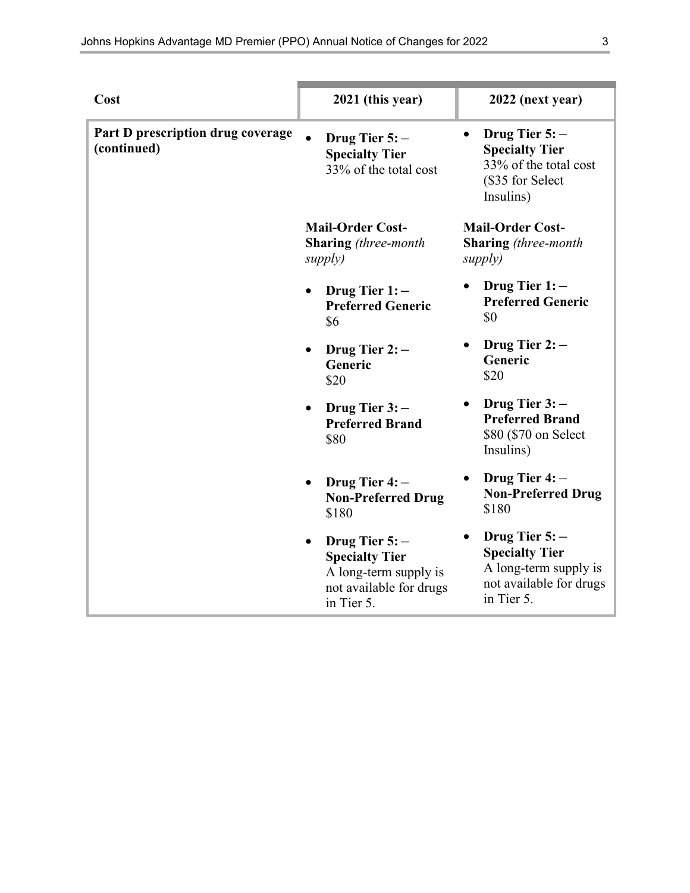| Cost | 2021 (this year) | 2022 (next year) |
|---|---|---|
| **Part D prescription drug coverage (continued)** | • **Drug Tier 5: – Specialty Tier** 33% of the total cost<br><br>**Mail-Order Cost-Sharing** *(three-month supply)*<br><br>• **Drug Tier 1: – Preferred Generic** \$6<br>• **Drug Tier 2: – Generic** \$20<br>• **Drug Tier 3: – Preferred Brand** \$80<br>• **Drug Tier 4: – Non-Preferred Drug** \$180<br>• **Drug Tier 5: – Specialty Tier** A long-term supply is not available for drugs in Tier 5. | • **Drug Tier 5: – Specialty Tier** 33% of the total cost (\$35 for Select Insulins)<br><br>**Mail-Order Cost-Sharing** *(three-month supply)*<br><br>• **Drug Tier 1: – Preferred Generic** \$0<br>• **Drug Tier 2: – Generic** \$20<br>• **Drug Tier 3: – Preferred Brand** \$80 (\$70 on Select Insulins)<br>• **Drug Tier 4: – Non-Preferred Drug** \$180<br>• **Drug Tier 5: – Specialty Tier** A long-term supply is not available for drugs in Tier 5. |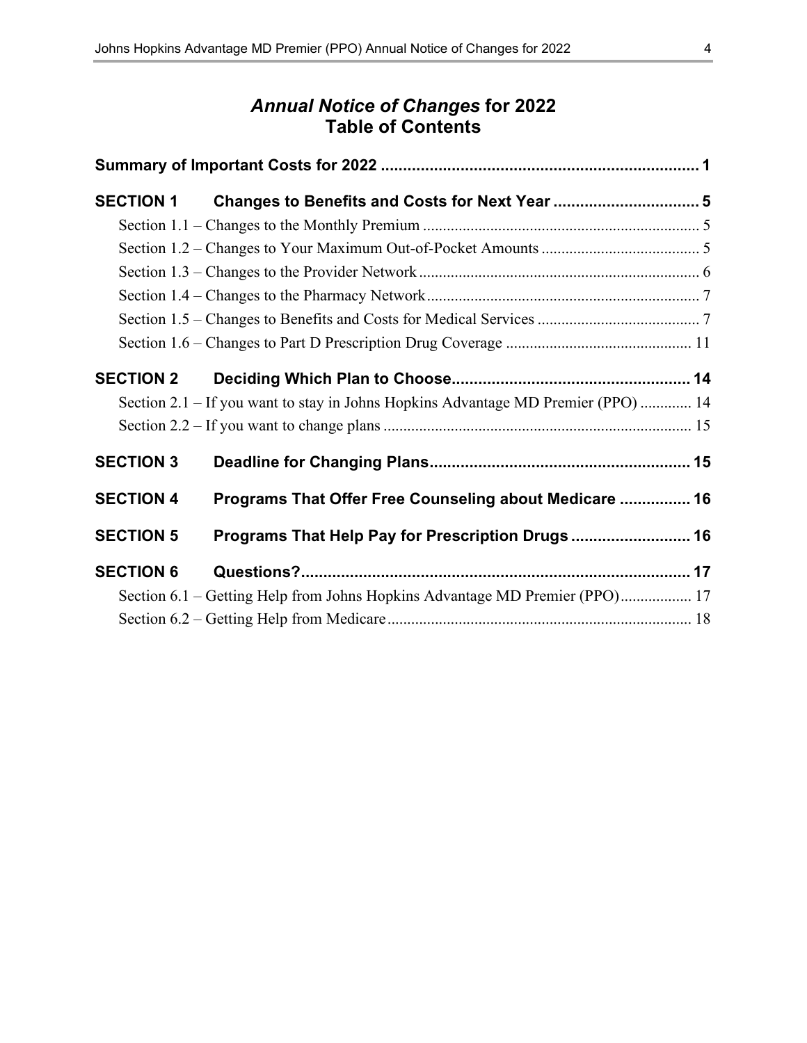# *Annual Notice of Changes* for 2022
# Table of Contents

**Summary of Important Costs for 2022** ........................................................................ **1**

**SECTION 1 Changes to Benefits and Costs for Next Year** ................................. **5**

Section 1.1 – Changes to the Monthly Premium ..................................................................... 5

Section 1.2 – Changes to Your Maximum Out-of-Pocket Amounts ........................................ 5

Section 1.3 – Changes to the Provider Network ....................................................................... 6

Section 1.4 – Changes to the Pharmacy Network ..................................................................... 7

Section 1.5 – Changes to Benefits and Costs for Medical Services ......................................... 7

Section 1.6 – Changes to Part D Prescription Drug Coverage ............................................... 11

**SECTION 2 Deciding Which Plan to Choose** ...................................................... **14**

Section 2.1 – If you want to stay in Johns Hopkins Advantage MD Premier (PPO) ............. 14

Section 2.2 – If you want to change plans ............................................................................. 15

**SECTION 3 Deadline for Changing Plans** ........................................................... **15**

**SECTION 4 Programs That Offer Free Counseling about Medicare** ................ **16**

**SECTION 5 Programs That Help Pay for Prescription Drugs** ........................... **16**

**SECTION 6 Questions?** ........................................................................................ **17**

Section 6.1 – Getting Help from Johns Hopkins Advantage MD Premier (PPO) .................. 17

Section 6.2 – Getting Help from Medicare ............................................................................. 18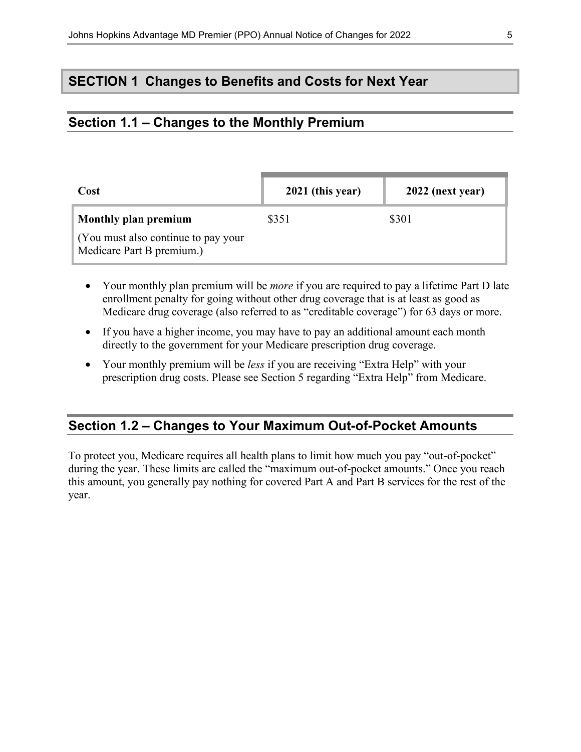## SECTION 1 Changes to Benefits and Costs for Next Year

### Section 1.1 – Changes to the Monthly Premium

| Cost | 2021 (this year) | 2022 (next year) |
|---|---|---|
| **Monthly plan premium**<br><br>(You must also continue to pay your Medicare Part B premium.) | $351 | $301 |

- Your monthly plan premium will be *more* if you are required to pay a lifetime Part D late enrollment penalty for going without other drug coverage that is at least as good as Medicare drug coverage (also referred to as "creditable coverage") for 63 days or more.
- If you have a higher income, you may have to pay an additional amount each month directly to the government for your Medicare prescription drug coverage.
- Your monthly premium will be *less* if you are receiving "Extra Help" with your prescription drug costs. Please see Section 5 regarding "Extra Help" from Medicare.

### Section 1.2 – Changes to Your Maximum Out-of-Pocket Amounts

To protect you, Medicare requires all health plans to limit how much you pay "out-of-pocket" during the year. These limits are called the "maximum out-of-pocket amounts." Once you reach this amount, you generally pay nothing for covered Part A and Part B services for the rest of the year.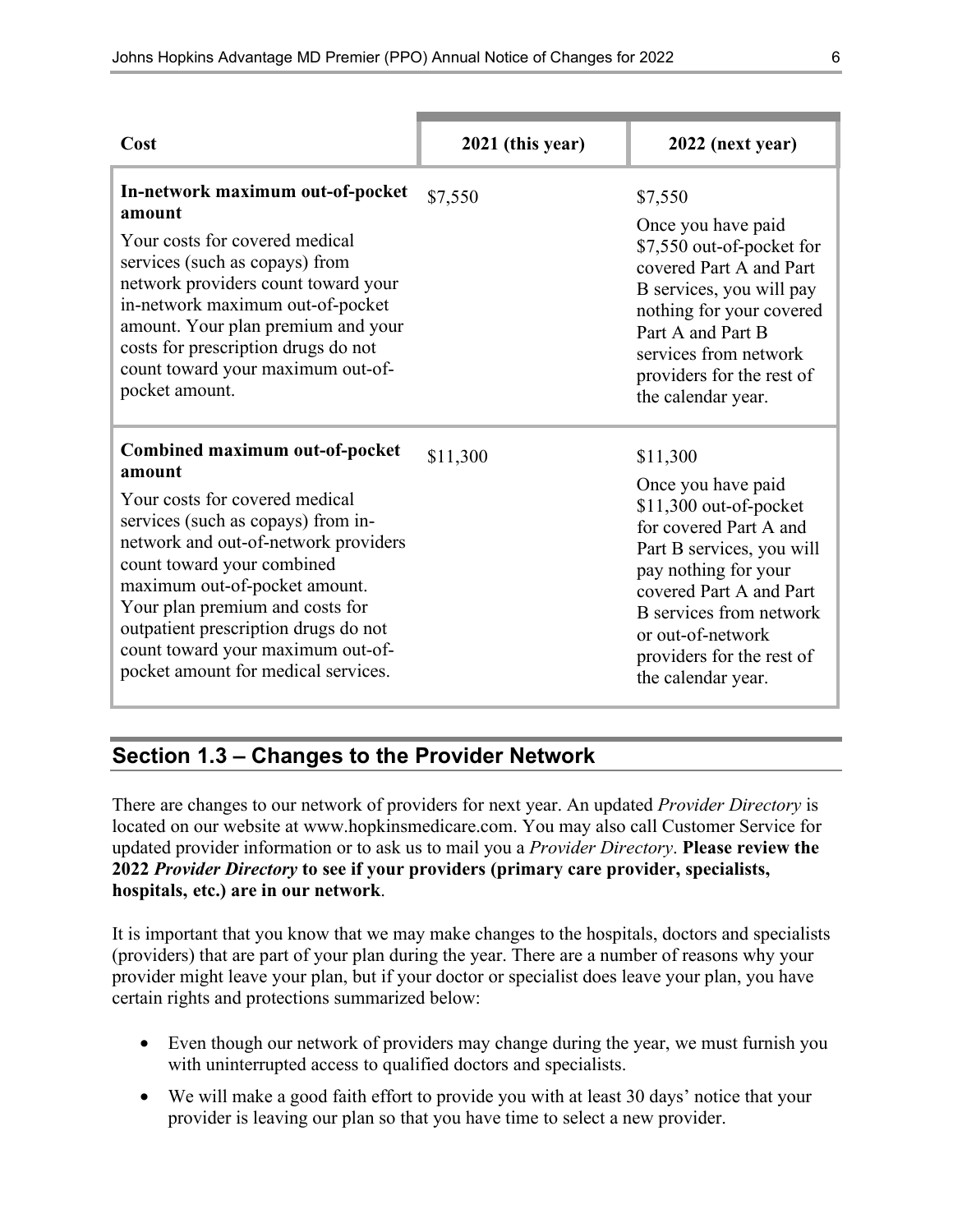| Cost | 2021 (this year) | 2022 (next year) |
|---|---|---|
| **In-network maximum out-of-pocket amount**<br>Your costs for covered medical services (such as copays) from network providers count toward your in-network maximum out-of-pocket amount. Your plan premium and your costs for prescription drugs do not count toward your maximum out-of-pocket amount. | $7,550 | $7,550<br>Once you have paid $7,550 out-of-pocket for covered Part A and Part B services, you will pay nothing for your covered Part A and Part B services from network providers for the rest of the calendar year. |
| **Combined maximum out-of-pocket amount**<br>Your costs for covered medical services (such as copays) from in-network and out-of-network providers count toward your combined maximum out-of-pocket amount. Your plan premium and costs for outpatient prescription drugs do not count toward your maximum out-of-pocket amount for medical services. | $11,300 | $11,300<br>Once you have paid $11,300 out-of-pocket for covered Part A and Part B services, you will pay nothing for your covered Part A and Part B services from network or out-of-network providers for the rest of the calendar year. |

## Section 1.3 – Changes to the Provider Network

There are changes to our network of providers for next year. An updated *Provider Directory* is located on our website at www.hopkinsmedicare.com. You may also call Customer Service for updated provider information or to ask us to mail you a *Provider Directory*. **Please review the 2022 *Provider Directory* to see if your providers (primary care provider, specialists, hospitals, etc.) are in our network**.

It is important that you know that we may make changes to the hospitals, doctors and specialists (providers) that are part of your plan during the year. There are a number of reasons why your provider might leave your plan, but if your doctor or specialist does leave your plan, you have certain rights and protections summarized below:

- Even though our network of providers may change during the year, we must furnish you with uninterrupted access to qualified doctors and specialists.
- We will make a good faith effort to provide you with at least 30 days' notice that your provider is leaving our plan so that you have time to select a new provider.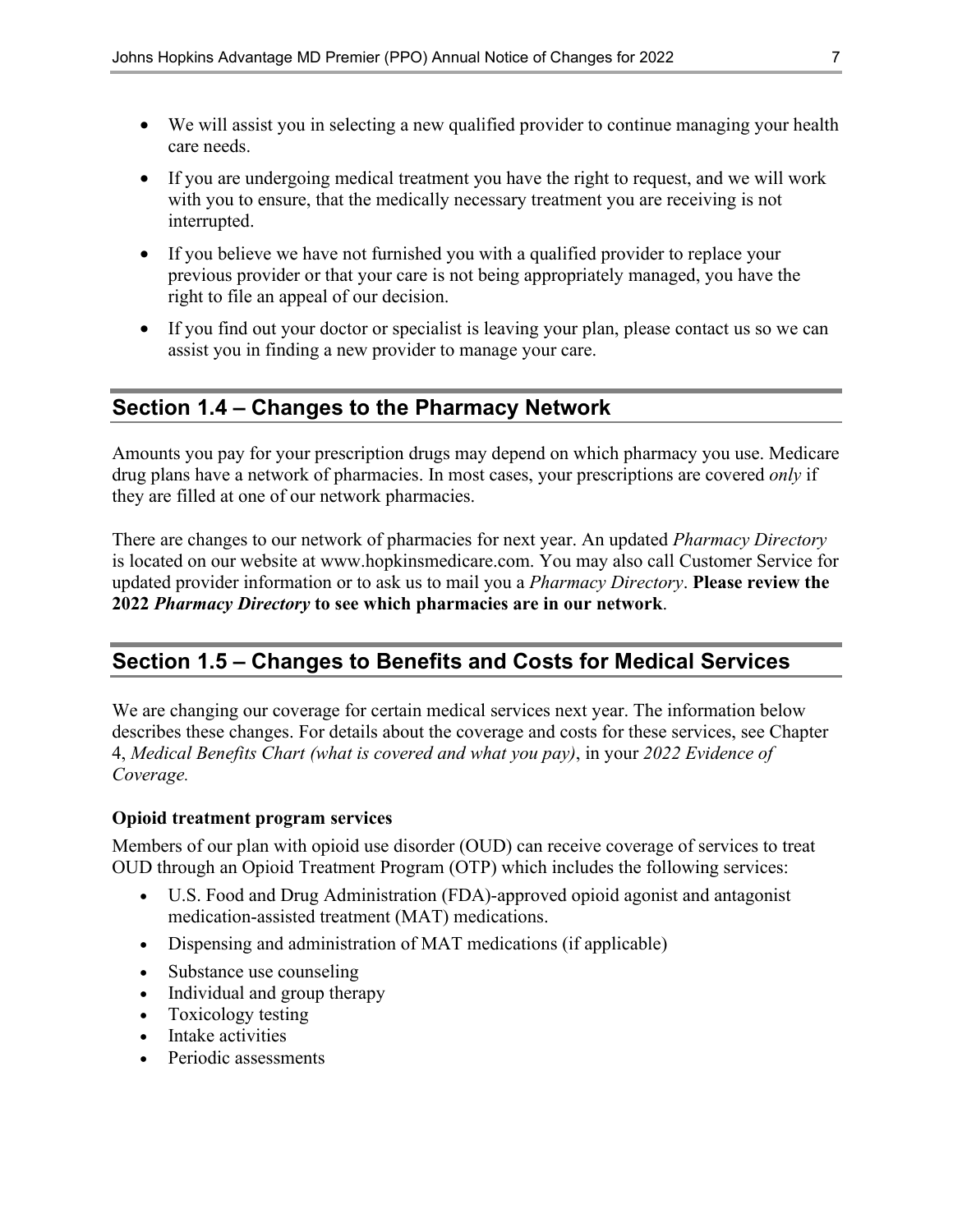- We will assist you in selecting a new qualified provider to continue managing your health care needs.
- If you are undergoing medical treatment you have the right to request, and we will work with you to ensure, that the medically necessary treatment you are receiving is not interrupted.
- If you believe we have not furnished you with a qualified provider to replace your previous provider or that your care is not being appropriately managed, you have the right to file an appeal of our decision.
- If you find out your doctor or specialist is leaving your plan, please contact us so we can assist you in finding a new provider to manage your care.

## Section 1.4 – Changes to the Pharmacy Network

Amounts you pay for your prescription drugs may depend on which pharmacy you use. Medicare drug plans have a network of pharmacies. In most cases, your prescriptions are covered *only* if they are filled at one of our network pharmacies.

There are changes to our network of pharmacies for next year. An updated *Pharmacy Directory* is located on our website at www.hopkinsmedicare.com. You may also call Customer Service for updated provider information or to ask us to mail you a *Pharmacy Directory*. **Please review the 2022 *Pharmacy Directory* to see which pharmacies are in our network**.

## Section 1.5 – Changes to Benefits and Costs for Medical Services

We are changing our coverage for certain medical services next year. The information below describes these changes. For details about the coverage and costs for these services, see Chapter 4, *Medical Benefits Chart (what is covered and what you pay)*, in your *2022 Evidence of Coverage.*

**Opioid treatment program services**

Members of our plan with opioid use disorder (OUD) can receive coverage of services to treat OUD through an Opioid Treatment Program (OTP) which includes the following services:

- U.S. Food and Drug Administration (FDA)-approved opioid agonist and antagonist medication-assisted treatment (MAT) medications.
- Dispensing and administration of MAT medications (if applicable)
- Substance use counseling
- Individual and group therapy
- Toxicology testing
- Intake activities
- Periodic assessments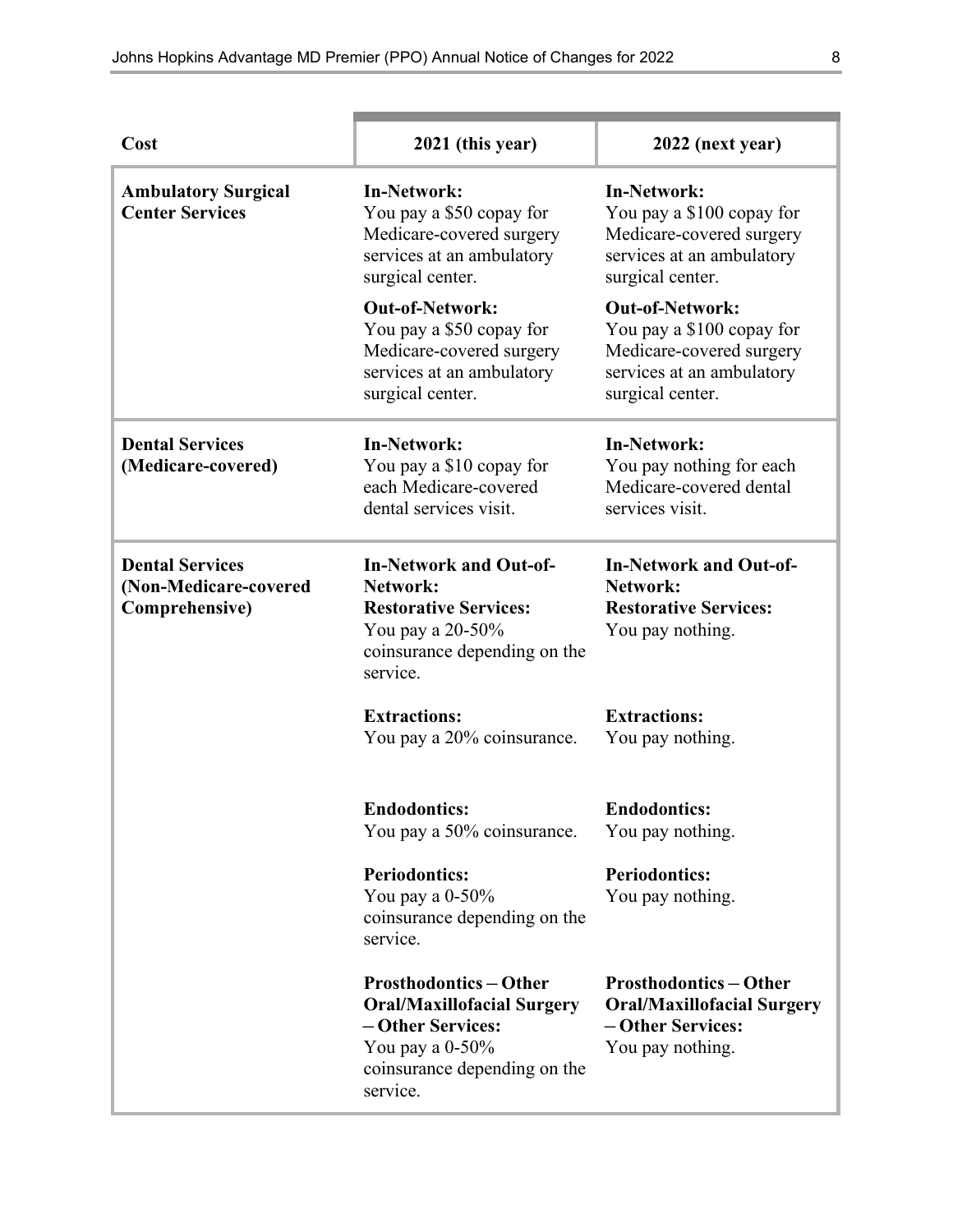| Cost | 2021 (this year) | 2022 (next year) |
|---|---|---|
| **Ambulatory Surgical Center Services** | **In-Network:**<br>You pay a $50 copay for Medicare-covered surgery services at an ambulatory surgical center.<br><br>**Out-of-Network:**<br>You pay a $50 copay for Medicare-covered surgery services at an ambulatory surgical center. | **In-Network:**<br>You pay a $100 copay for Medicare-covered surgery services at an ambulatory surgical center.<br><br>**Out-of-Network:**<br>You pay a $100 copay for Medicare-covered surgery services at an ambulatory surgical center. |
| **Dental Services (Medicare-covered)** | **In-Network:**<br>You pay a $10 copay for each Medicare-covered dental services visit. | **In-Network:**<br>You pay nothing for each Medicare-covered dental services visit. |
| **Dental Services (Non-Medicare-covered Comprehensive)** | **In-Network and Out-of-Network:**<br>**Restorative Services:**<br>You pay a 20-50% coinsurance depending on the service.<br><br>**Extractions:**<br>You pay a 20% coinsurance.<br><br>**Endodontics:**<br>You pay a 50% coinsurance.<br><br>**Periodontics:**<br>You pay a 0-50% coinsurance depending on the service.<br><br>**Prosthodontics – Other Oral/Maxillofacial Surgery – Other Services:**<br>You pay a 0-50% coinsurance depending on the service. | **In-Network and Out-of-Network:**<br>**Restorative Services:**<br>You pay nothing.<br><br>**Extractions:**<br>You pay nothing.<br><br>**Endodontics:**<br>You pay nothing.<br><br>**Periodontics:**<br>You pay nothing.<br><br>**Prosthodontics – Other Oral/Maxillofacial Surgery – Other Services:**<br>You pay nothing. |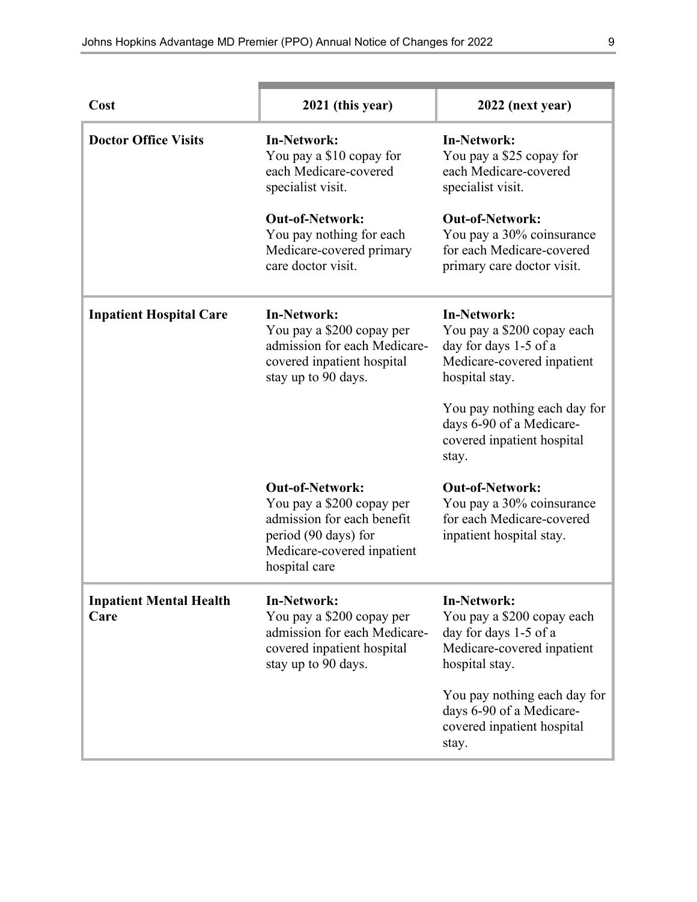| Cost | 2021 (this year) | 2022 (next year) |
|---|---|---|
| **Doctor Office Visits** | **In-Network:**<br>You pay a $10 copay for each Medicare-covered specialist visit.<br><br>**Out-of-Network:**<br>You pay nothing for each Medicare-covered primary care doctor visit. | **In-Network:**<br>You pay a $25 copay for each Medicare-covered specialist visit.<br><br>**Out-of-Network:**<br>You pay a 30% coinsurance for each Medicare-covered primary care doctor visit. |
| **Inpatient Hospital Care** | **In-Network:**<br>You pay a $200 copay per admission for each Medicare-covered inpatient hospital stay up to 90 days.<br><br>**Out-of-Network:**<br>You pay a $200 copay per admission for each benefit period (90 days) for Medicare-covered inpatient hospital care | **In-Network:**<br>You pay a $200 copay each day for days 1-5 of a Medicare-covered inpatient hospital stay.<br><br>You pay nothing each day for days 6-90 of a Medicare-covered inpatient hospital stay.<br><br>**Out-of-Network:**<br>You pay a 30% coinsurance for each Medicare-covered inpatient hospital stay. |
| **Inpatient Mental Health Care** | **In-Network:**<br>You pay a $200 copay per admission for each Medicare-covered inpatient hospital stay up to 90 days. | **In-Network:**<br>You pay a $200 copay each day for days 1-5 of a Medicare-covered inpatient hospital stay.<br><br>You pay nothing each day for days 6-90 of a Medicare-covered inpatient hospital stay. |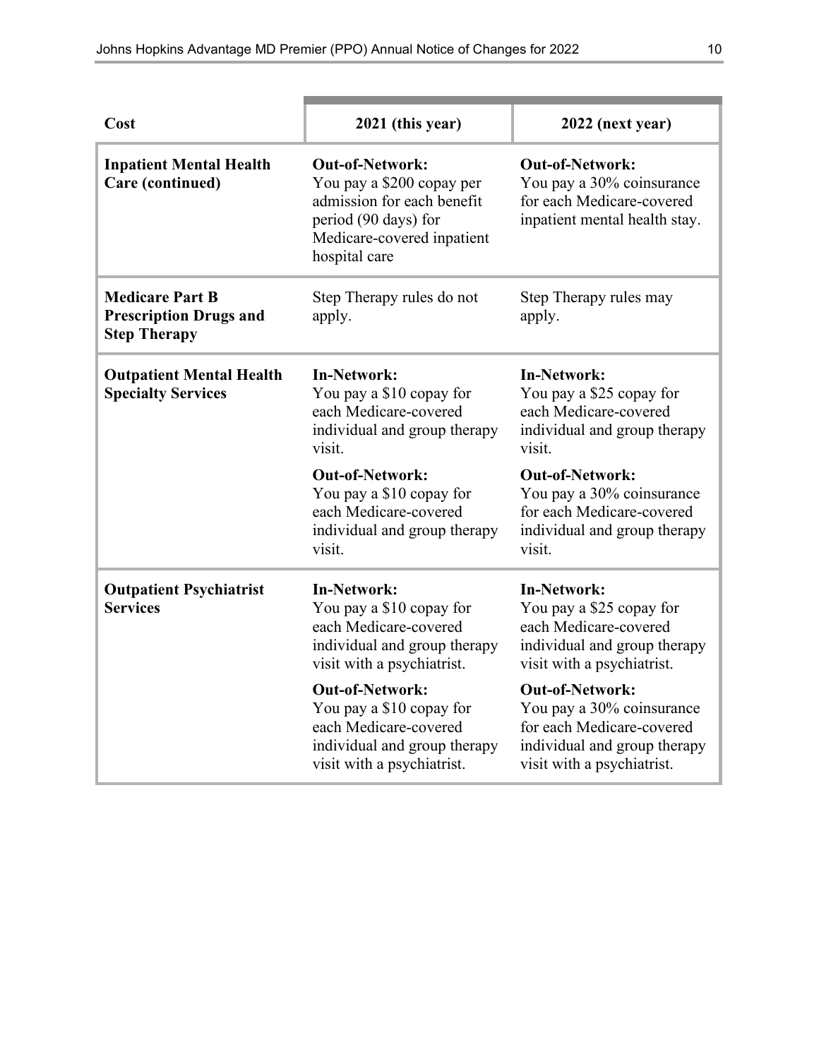| Cost | 2021 (this year) | 2022 (next year) |
|---|---|---|
| **Inpatient Mental Health Care (continued)** | **Out-of-Network:**<br>You pay a $200 copay per admission for each benefit period (90 days) for Medicare-covered inpatient hospital care | **Out-of-Network:**<br>You pay a 30% coinsurance for each Medicare-covered inpatient mental health stay. |
| **Medicare Part B Prescription Drugs and Step Therapy** | Step Therapy rules do not apply. | Step Therapy rules may apply. |
| **Outpatient Mental Health Specialty Services** | **In-Network:**<br>You pay a $10 copay for each Medicare-covered individual and group therapy visit.<br><br>**Out-of-Network:**<br>You pay a $10 copay for each Medicare-covered individual and group therapy visit. | **In-Network:**<br>You pay a $25 copay for each Medicare-covered individual and group therapy visit.<br><br>**Out-of-Network:**<br>You pay a 30% coinsurance for each Medicare-covered individual and group therapy visit. |
| **Outpatient Psychiatrist Services** | **In-Network:**<br>You pay a $10 copay for each Medicare-covered individual and group therapy visit with a psychiatrist.<br><br>**Out-of-Network:**<br>You pay a $10 copay for each Medicare-covered individual and group therapy visit with a psychiatrist. | **In-Network:**<br>You pay a $25 copay for each Medicare-covered individual and group therapy visit with a psychiatrist.<br><br>**Out-of-Network:**<br>You pay a 30% coinsurance for each Medicare-covered individual and group therapy visit with a psychiatrist. |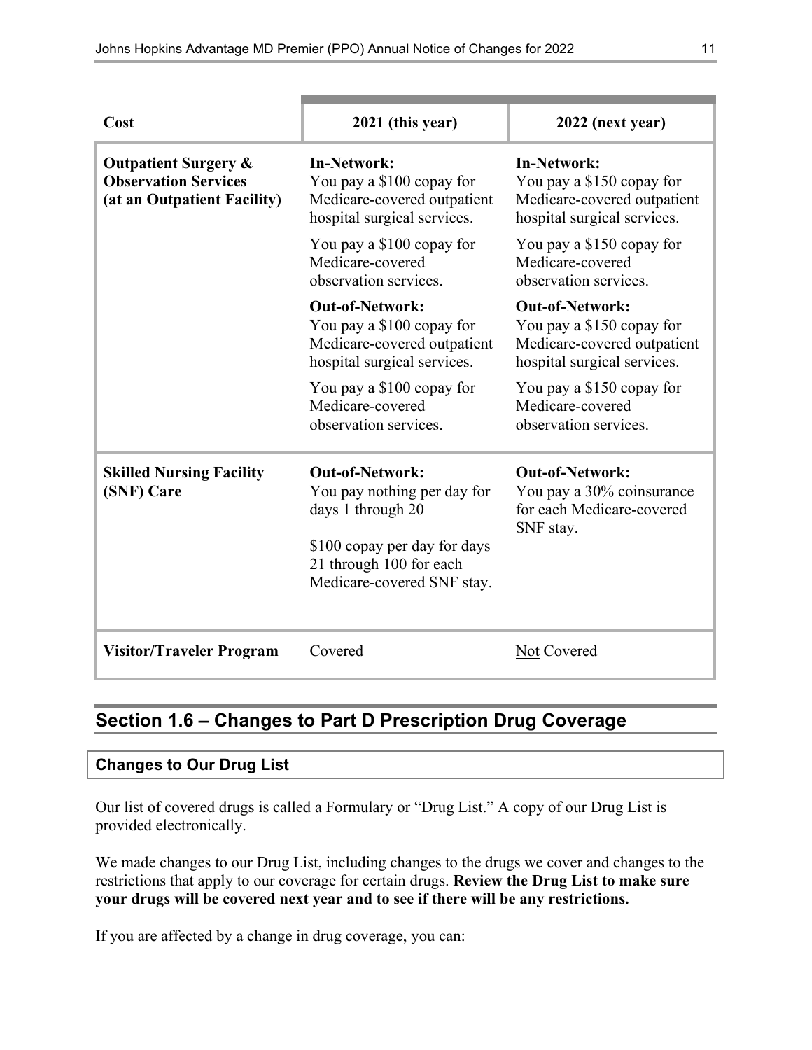| Cost | 2021 (this year) | 2022 (next year) |
|---|---|---|
| **Outpatient Surgery & Observation Services (at an Outpatient Facility)** | **In-Network:**<br>You pay a $100 copay for Medicare-covered outpatient hospital surgical services.<br><br>You pay a $100 copay for Medicare-covered observation services.<br><br>**Out-of-Network:**<br>You pay a $100 copay for Medicare-covered outpatient hospital surgical services.<br><br>You pay a $100 copay for Medicare-covered observation services. | **In-Network:**<br>You pay a $150 copay for Medicare-covered outpatient hospital surgical services.<br><br>You pay a $150 copay for Medicare-covered observation services.<br><br>**Out-of-Network:**<br>You pay a $150 copay for Medicare-covered outpatient hospital surgical services.<br><br>You pay a $150 copay for Medicare-covered observation services. |
| **Skilled Nursing Facility (SNF) Care** | **Out-of-Network:**<br>You pay nothing per day for days 1 through 20<br><br>$100 copay per day for days 21 through 100 for each Medicare-covered SNF stay. | **Out-of-Network:**<br>You pay a 30% coinsurance for each Medicare-covered SNF stay. |
| **Visitor/Traveler Program** | Covered | <u>Not</u> Covered |

## Section 1.6 – Changes to Part D Prescription Drug Coverage

### Changes to Our Drug List

Our list of covered drugs is called a Formulary or "Drug List." A copy of our Drug List is provided electronically.

We made changes to our Drug List, including changes to the drugs we cover and changes to the restrictions that apply to our coverage for certain drugs. **Review the Drug List to make sure your drugs will be covered next year and to see if there will be any restrictions.**

If you are affected by a change in drug coverage, you can: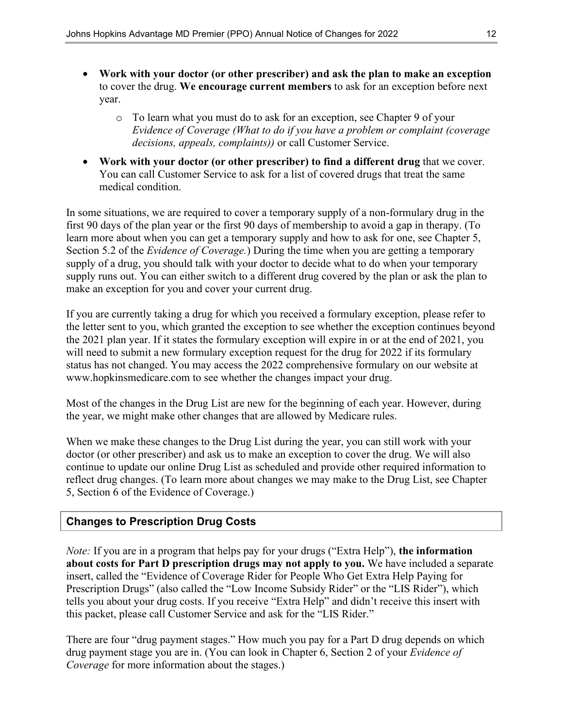- **Work with your doctor (or other prescriber) and ask the plan to make an exception** to cover the drug. **We encourage current members** to ask for an exception before next year.
    - To learn what you must do to ask for an exception, see Chapter 9 of your *Evidence of Coverage (What to do if you have a problem or complaint (coverage decisions, appeals, complaints))* or call Customer Service.
- **Work with your doctor (or other prescriber) to find a different drug** that we cover. You can call Customer Service to ask for a list of covered drugs that treat the same medical condition.

In some situations, we are required to cover a temporary supply of a non-formulary drug in the first 90 days of the plan year or the first 90 days of membership to avoid a gap in therapy. (To learn more about when you can get a temporary supply and how to ask for one, see Chapter 5, Section 5.2 of the *Evidence of Coverage.*) During the time when you are getting a temporary supply of a drug, you should talk with your doctor to decide what to do when your temporary supply runs out. You can either switch to a different drug covered by the plan or ask the plan to make an exception for you and cover your current drug.

If you are currently taking a drug for which you received a formulary exception, please refer to the letter sent to you, which granted the exception to see whether the exception continues beyond the 2021 plan year. If it states the formulary exception will expire in or at the end of 2021, you will need to submit a new formulary exception request for the drug for 2022 if its formulary status has not changed. You may access the 2022 comprehensive formulary on our website at www.hopkinsmedicare.com to see whether the changes impact your drug.

Most of the changes in the Drug List are new for the beginning of each year. However, during the year, we might make other changes that are allowed by Medicare rules.

When we make these changes to the Drug List during the year, you can still work with your doctor (or other prescriber) and ask us to make an exception to cover the drug. We will also continue to update our online Drug List as scheduled and provide other required information to reflect drug changes. (To learn more about changes we may make to the Drug List, see Chapter 5, Section 6 of the Evidence of Coverage.)

### Changes to Prescription Drug Costs

*Note:* If you are in a program that helps pay for your drugs ("Extra Help"), **the information about costs for Part D prescription drugs may not apply to you.** We have included a separate insert, called the "Evidence of Coverage Rider for People Who Get Extra Help Paying for Prescription Drugs" (also called the "Low Income Subsidy Rider" or the "LIS Rider"), which tells you about your drug costs. If you receive "Extra Help" and didn't receive this insert with this packet, please call Customer Service and ask for the "LIS Rider."

There are four "drug payment stages." How much you pay for a Part D drug depends on which drug payment stage you are in. (You can look in Chapter 6, Section 2 of your *Evidence of Coverage* for more information about the stages.)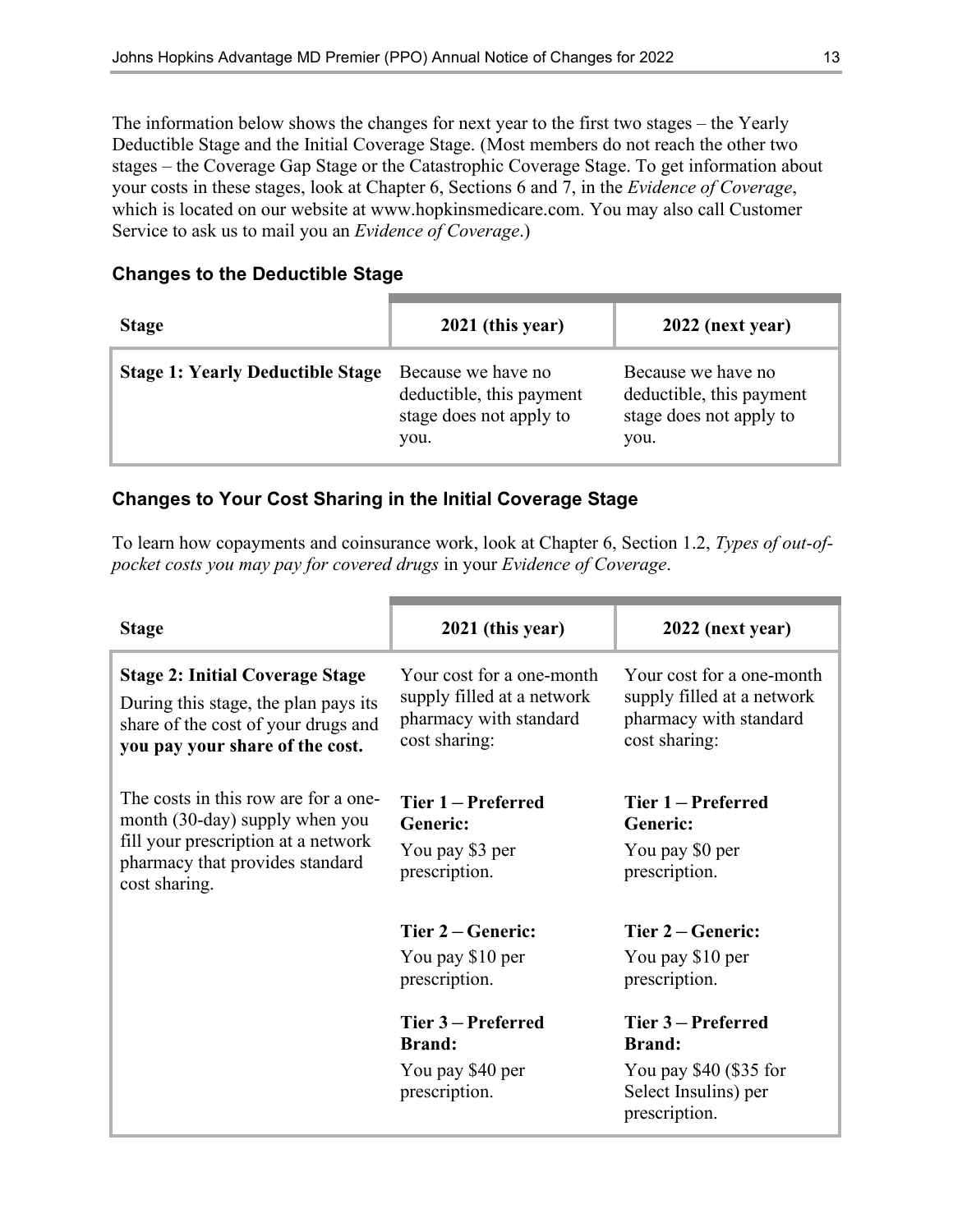The information below shows the changes for next year to the first two stages – the Yearly Deductible Stage and the Initial Coverage Stage. (Most members do not reach the other two stages – the Coverage Gap Stage or the Catastrophic Coverage Stage. To get information about your costs in these stages, look at Chapter 6, Sections 6 and 7, in the *Evidence of Coverage*, which is located on our website at www.hopkinsmedicare.com. You may also call Customer Service to ask us to mail you an *Evidence of Coverage*.)

### Changes to the Deductible Stage

| Stage | 2021 (this year) | 2022 (next year) |
|---|---|---|
| **Stage 1: Yearly Deductible Stage** | Because we have no deductible, this payment stage does not apply to you. | Because we have no deductible, this payment stage does not apply to you. |

### Changes to Your Cost Sharing in the Initial Coverage Stage

To learn how copayments and coinsurance work, look at Chapter 6, Section 1.2, *Types of out-of-pocket costs you may pay for covered drugs* in your *Evidence of Coverage*.

| Stage | 2021 (this year) | 2022 (next year) |
|---|---|---|
| **Stage 2: Initial Coverage Stage**<br>During this stage, the plan pays its share of the cost of your drugs and **you pay your share of the cost.**<br><br>The costs in this row are for a one-month (30-day) supply when you fill your prescription at a network pharmacy that provides standard cost sharing. | Your cost for a one-month supply filled at a network pharmacy with standard cost sharing:<br><br>**Tier 1 – Preferred Generic:**<br>You pay $3 per prescription.<br><br>**Tier 2 – Generic:**<br>You pay $10 per prescription.<br><br>**Tier 3 – Preferred Brand:**<br>You pay $40 per prescription. | Your cost for a one-month supply filled at a network pharmacy with standard cost sharing:<br><br>**Tier 1 – Preferred Generic:**<br>You pay $0 per prescription.<br><br>**Tier 2 – Generic:**<br>You pay $10 per prescription.<br><br>**Tier 3 – Preferred Brand:**<br>You pay $40 ($35 for Select Insulins) per prescription. |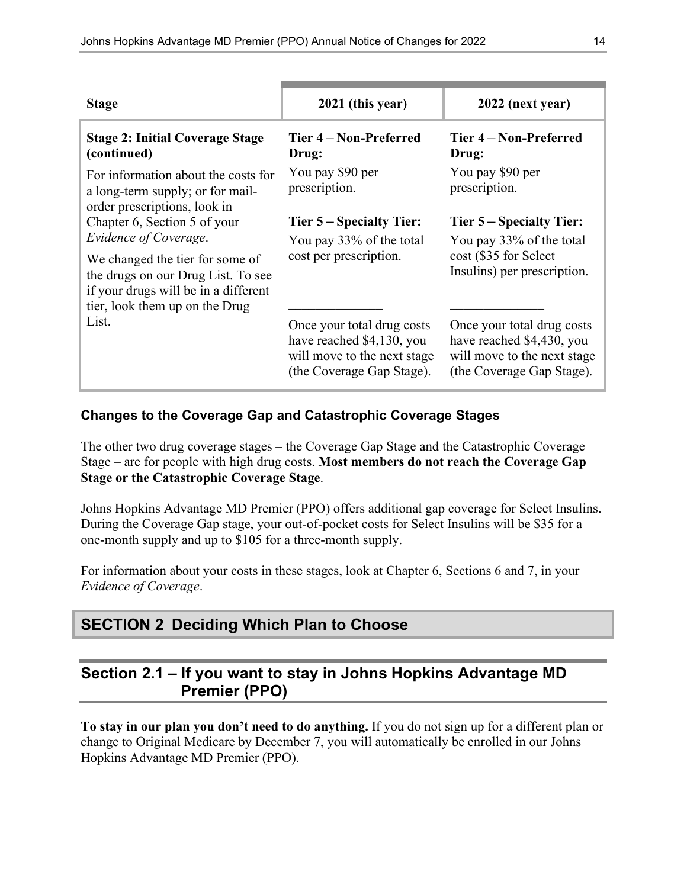| Stage | 2021 (this year) | 2022 (next year) |
|---|---|---|
| **Stage 2: Initial Coverage Stage (continued)**<br><br>For information about the costs for a long-term supply; or for mail-order prescriptions, look in Chapter 6, Section 5 of your *Evidence of Coverage*.<br><br>We changed the tier for some of the drugs on our Drug List. To see if your drugs will be in a different tier, look them up on the Drug List. | **Tier 4 – Non-Preferred Drug:**<br>You pay \$90 per prescription.<br><br>**Tier 5 – Specialty Tier:**<br>You pay 33% of the total cost per prescription.<br><br>______________<br>Once your total drug costs have reached \$4,130, you will move to the next stage (the Coverage Gap Stage). | **Tier 4 – Non-Preferred Drug:**<br>You pay \$90 per prescription.<br><br>**Tier 5 – Specialty Tier:**<br>You pay 33% of the total cost (\$35 for Select Insulins) per prescription.<br><br>______________<br>Once your total drug costs have reached \$4,430, you will move to the next stage (the Coverage Gap Stage). |

### Changes to the Coverage Gap and Catastrophic Coverage Stages

The other two drug coverage stages – the Coverage Gap Stage and the Catastrophic Coverage Stage – are for people with high drug costs. **Most members do not reach the Coverage Gap Stage or the Catastrophic Coverage Stage**.

Johns Hopkins Advantage MD Premier (PPO) offers additional gap coverage for Select Insulins. During the Coverage Gap stage, your out-of-pocket costs for Select Insulins will be \$35 for a one-month supply and up to \$105 for a three-month supply.

For information about your costs in these stages, look at Chapter 6, Sections 6 and 7, in your *Evidence of Coverage*.

# SECTION 2 Deciding Which Plan to Choose

## Section 2.1 – If you want to stay in Johns Hopkins Advantage MD Premier (PPO)

**To stay in our plan you don't need to do anything.** If you do not sign up for a different plan or change to Original Medicare by December 7, you will automatically be enrolled in our Johns Hopkins Advantage MD Premier (PPO).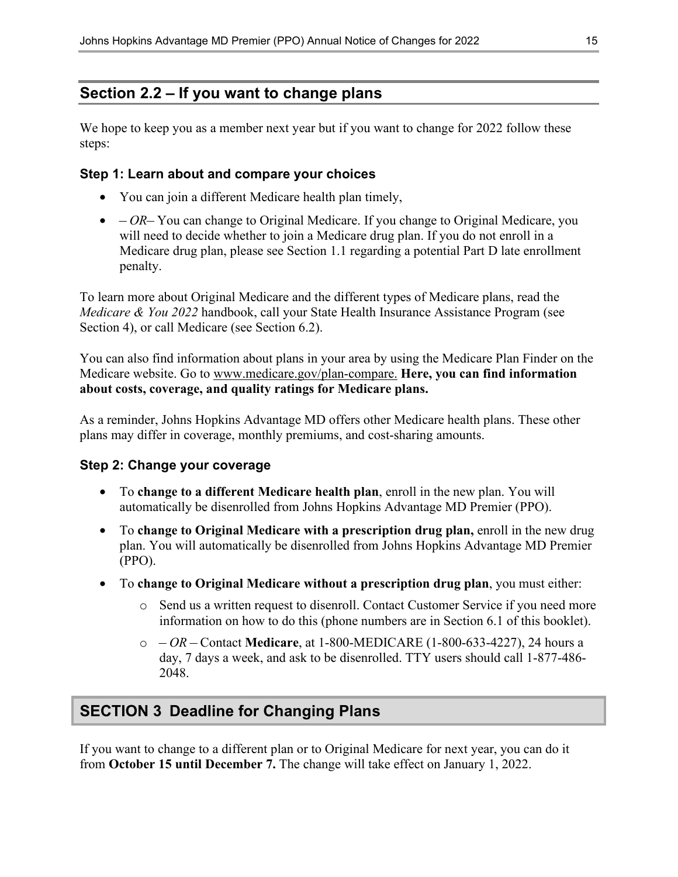## Section 2.2 – If you want to change plans

We hope to keep you as a member next year but if you want to change for 2022 follow these steps:

### Step 1: Learn about and compare your choices

- You can join a different Medicare health plan timely,
- *– OR–* You can change to Original Medicare. If you change to Original Medicare, you will need to decide whether to join a Medicare drug plan. If you do not enroll in a Medicare drug plan, please see Section 1.1 regarding a potential Part D late enrollment penalty.

To learn more about Original Medicare and the different types of Medicare plans, read the *Medicare & You 2022* handbook, call your State Health Insurance Assistance Program (see Section 4), or call Medicare (see Section 6.2).

You can also find information about plans in your area by using the Medicare Plan Finder on the Medicare website. Go to www.medicare.gov/plan-compare. **Here, you can find information about costs, coverage, and quality ratings for Medicare plans.**

As a reminder, Johns Hopkins Advantage MD offers other Medicare health plans. These other plans may differ in coverage, monthly premiums, and cost-sharing amounts.

### Step 2: Change your coverage

- To **change to a different Medicare health plan**, enroll in the new plan. You will automatically be disenrolled from Johns Hopkins Advantage MD Premier (PPO).
- To **change to Original Medicare with a prescription drug plan,** enroll in the new drug plan. You will automatically be disenrolled from Johns Hopkins Advantage MD Premier (PPO).
- To **change to Original Medicare without a prescription drug plan**, you must either:
  - Send us a written request to disenroll. Contact Customer Service if you need more information on how to do this (phone numbers are in Section 6.1 of this booklet).
  - *– OR –* Contact **Medicare**, at 1-800-MEDICARE (1-800-633-4227), 24 hours a day, 7 days a week, and ask to be disenrolled. TTY users should call 1-877-486-2048.

# SECTION 3 Deadline for Changing Plans

If you want to change to a different plan or to Original Medicare for next year, you can do it from **October 15 until December 7.** The change will take effect on January 1, 2022.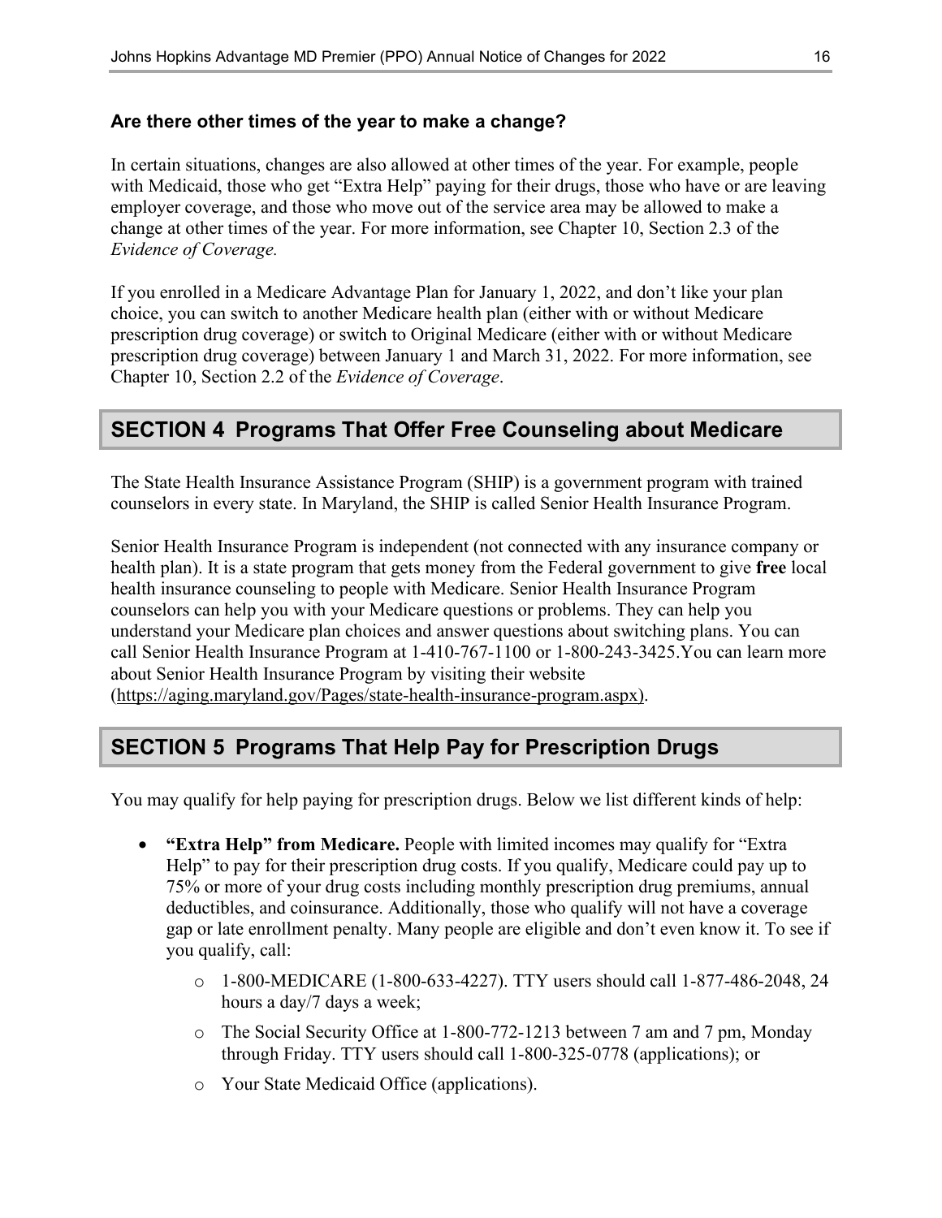### Are there other times of the year to make a change?

In certain situations, changes are also allowed at other times of the year. For example, people with Medicaid, those who get "Extra Help" paying for their drugs, those who have or are leaving employer coverage, and those who move out of the service area may be allowed to make a change at other times of the year. For more information, see Chapter 10, Section 2.3 of the *Evidence of Coverage.*

If you enrolled in a Medicare Advantage Plan for January 1, 2022, and don't like your plan choice, you can switch to another Medicare health plan (either with or without Medicare prescription drug coverage) or switch to Original Medicare (either with or without Medicare prescription drug coverage) between January 1 and March 31, 2022. For more information, see Chapter 10, Section 2.2 of the *Evidence of Coverage*.

## SECTION 4 Programs That Offer Free Counseling about Medicare

The State Health Insurance Assistance Program (SHIP) is a government program with trained counselors in every state. In Maryland, the SHIP is called Senior Health Insurance Program.

Senior Health Insurance Program is independent (not connected with any insurance company or health plan). It is a state program that gets money from the Federal government to give **free** local health insurance counseling to people with Medicare. Senior Health Insurance Program counselors can help you with your Medicare questions or problems. They can help you understand your Medicare plan choices and answer questions about switching plans. You can call Senior Health Insurance Program at 1-410-767-1100 or 1-800-243-3425.You can learn more about Senior Health Insurance Program by visiting their website (https://aging.maryland.gov/Pages/state-health-insurance-program.aspx).

## SECTION 5 Programs That Help Pay for Prescription Drugs

You may qualify for help paying for prescription drugs. Below we list different kinds of help:

- **"Extra Help" from Medicare.** People with limited incomes may qualify for "Extra Help" to pay for their prescription drug costs. If you qualify, Medicare could pay up to 75% or more of your drug costs including monthly prescription drug premiums, annual deductibles, and coinsurance. Additionally, those who qualify will not have a coverage gap or late enrollment penalty. Many people are eligible and don't even know it. To see if you qualify, call:
  - 1-800-MEDICARE (1-800-633-4227). TTY users should call 1-877-486-2048, 24 hours a day/7 days a week;
  - The Social Security Office at 1-800-772-1213 between 7 am and 7 pm, Monday through Friday. TTY users should call 1-800-325-0778 (applications); or
  - Your State Medicaid Office (applications).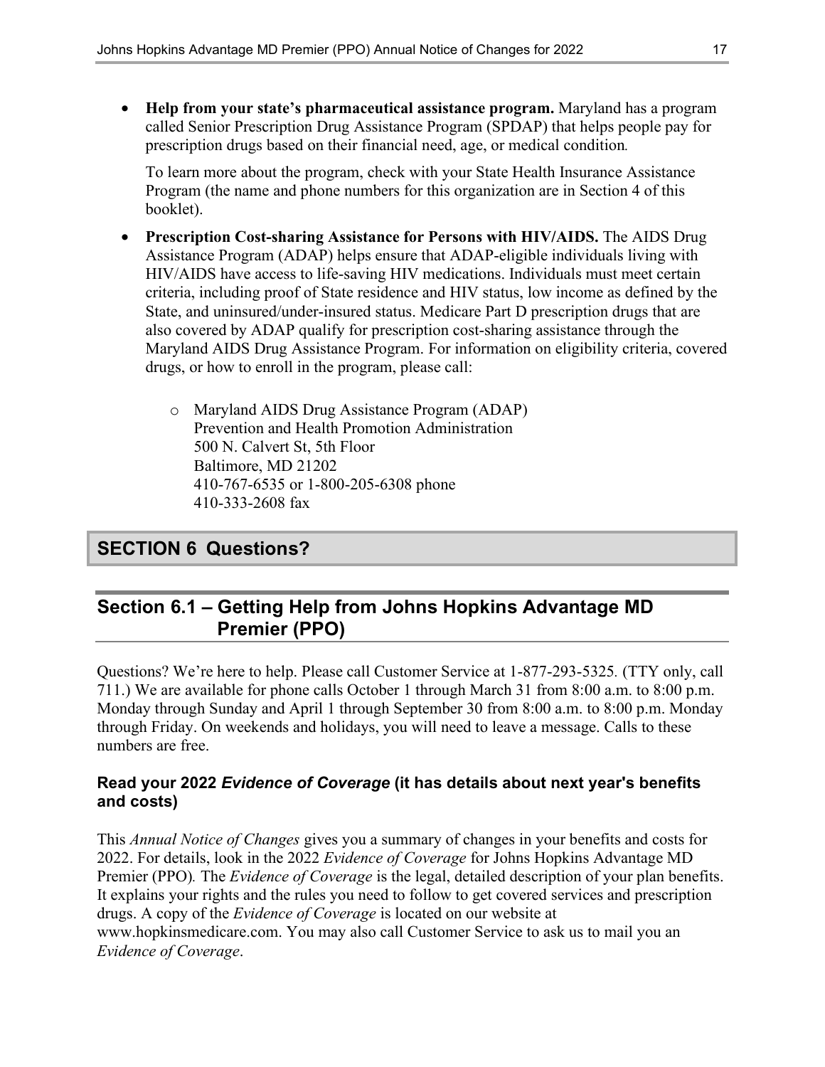- **Help from your state's pharmaceutical assistance program.** Maryland has a program called Senior Prescription Drug Assistance Program (SPDAP) that helps people pay for prescription drugs based on their financial need, age, or medical condition.

  To learn more about the program, check with your State Health Insurance Assistance Program (the name and phone numbers for this organization are in Section 4 of this booklet).

- **Prescription Cost-sharing Assistance for Persons with HIV/AIDS.** The AIDS Drug Assistance Program (ADAP) helps ensure that ADAP-eligible individuals living with HIV/AIDS have access to life-saving HIV medications. Individuals must meet certain criteria, including proof of State residence and HIV status, low income as defined by the State, and uninsured/under-insured status. Medicare Part D prescription drugs that are also covered by ADAP qualify for prescription cost-sharing assistance through the Maryland AIDS Drug Assistance Program. For information on eligibility criteria, covered drugs, or how to enroll in the program, please call:

  - Maryland AIDS Drug Assistance Program (ADAP)
    Prevention and Health Promotion Administration
    500 N. Calvert St, 5th Floor
    Baltimore, MD 21202
    410-767-6535 or 1-800-205-6308 phone
    410-333-2608 fax

# SECTION 6 Questions?

## Section 6.1 – Getting Help from Johns Hopkins Advantage MD Premier (PPO)

Questions? We're here to help. Please call Customer Service at 1-877-293-5325. (TTY only, call 711.) We are available for phone calls October 1 through March 31 from 8:00 a.m. to 8:00 p.m. Monday through Sunday and April 1 through September 30 from 8:00 a.m. to 8:00 p.m. Monday through Friday. On weekends and holidays, you will need to leave a message. Calls to these numbers are free.

### Read your 2022 *Evidence of Coverage* (it has details about next year's benefits and costs)

This *Annual Notice of Changes* gives you a summary of changes in your benefits and costs for 2022. For details, look in the 2022 *Evidence of Coverage* for Johns Hopkins Advantage MD Premier (PPO). The *Evidence of Coverage* is the legal, detailed description of your plan benefits. It explains your rights and the rules you need to follow to get covered services and prescription drugs. A copy of the *Evidence of Coverage* is located on our website at www.hopkinsmedicare.com. You may also call Customer Service to ask us to mail you an *Evidence of Coverage*.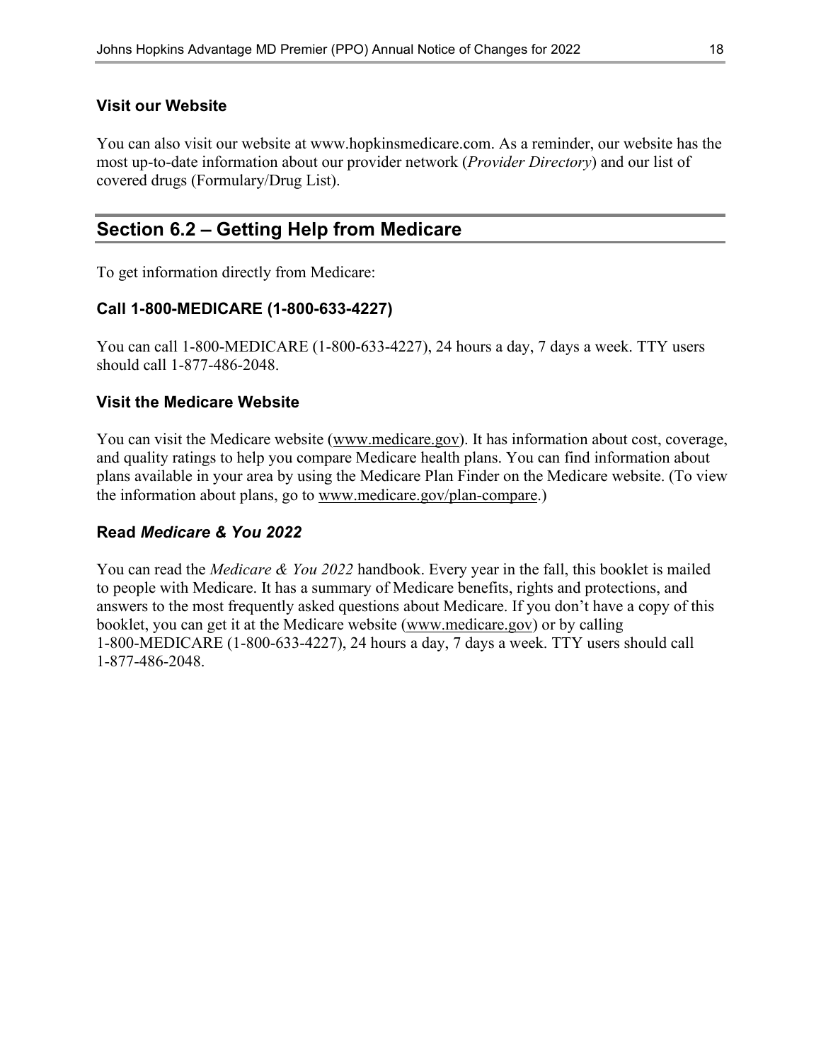### Visit our Website

You can also visit our website at www.hopkinsmedicare.com. As a reminder, our website has the most up-to-date information about our provider network (*Provider Directory*) and our list of covered drugs (Formulary/Drug List).

## Section 6.2 – Getting Help from Medicare

To get information directly from Medicare:

### Call 1-800-MEDICARE (1-800-633-4227)

You can call 1-800-MEDICARE (1-800-633-4227), 24 hours a day, 7 days a week. TTY users should call 1-877-486-2048.

### Visit the Medicare Website

You can visit the Medicare website (www.medicare.gov). It has information about cost, coverage, and quality ratings to help you compare Medicare health plans. You can find information about plans available in your area by using the Medicare Plan Finder on the Medicare website. (To view the information about plans, go to www.medicare.gov/plan-compare.)

### Read *Medicare & You 2022*

You can read the *Medicare & You 2022* handbook. Every year in the fall, this booklet is mailed to people with Medicare. It has a summary of Medicare benefits, rights and protections, and answers to the most frequently asked questions about Medicare. If you don't have a copy of this booklet, you can get it at the Medicare website (www.medicare.gov) or by calling 1-800-MEDICARE (1-800-633-4227), 24 hours a day, 7 days a week. TTY users should call 1-877-486-2048.